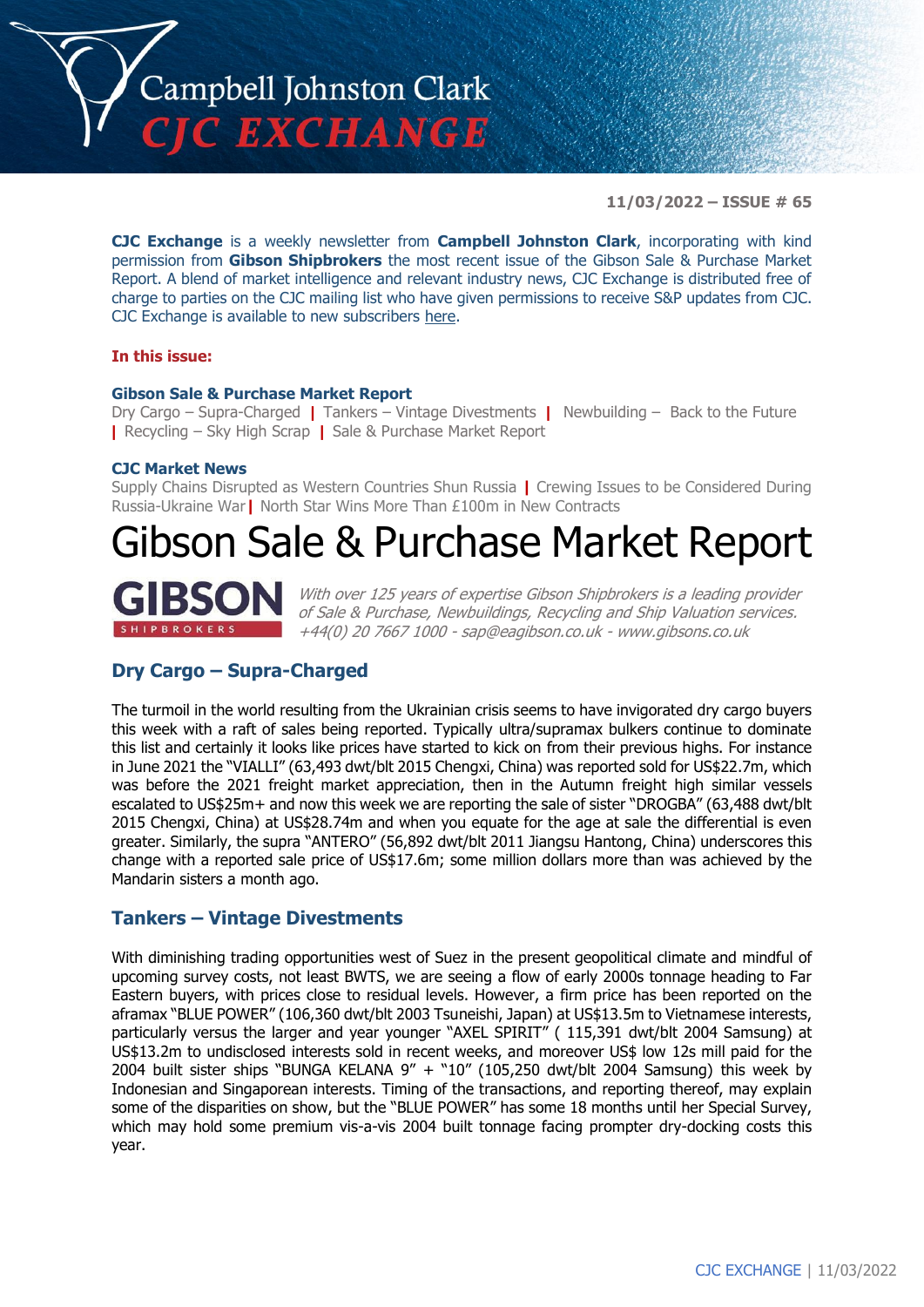# Campbell Johnston Clark
## CJC EXCHANGE

**11/03/2022 – ISSUE # 65**

**CJC Exchange** is a weekly newsletter from **Campbell Johnston Clark**, incorporating with kind permission from **Gibson Shipbrokers** the most recent issue of the Gibson Sale & Purchase Market Report. A blend of market intelligence and relevant industry news, CJC Exchange is distributed free of charge to parties on the CJC mailing list who have given permissions to receive S&P updates from CJC. CJC Exchange is available to new subscribers here.

**In this issue:**

**Gibson Sale & Purchase Market Report**
Dry Cargo – Supra-Charged | Tankers – Vintage Divestments | Newbuilding – Back to the Future | Recycling – Sky High Scrap | Sale & Purchase Market Report

**CJC Market News**
Supply Chains Disrupted as Western Countries Shun Russia | Crewing Issues to be Considered During Russia-Ukraine War | North Star Wins More Than £100m in New Contracts

# Gibson Sale & Purchase Market Report

**GIBSON** SHIPBROKERS

*With over 125 years of expertise Gibson Shipbrokers is a leading provider of Sale & Purchase, Newbuildings, Recycling and Ship Valuation services. +44(0) 20 7667 1000 - sap@eagibson.co.uk - www.gibsons.co.uk*

## Dry Cargo – Supra-Charged

The turmoil in the world resulting from the Ukrainian crisis seems to have invigorated dry cargo buyers this week with a raft of sales being reported. Typically ultra/supramax bulkers continue to dominate this list and certainly it looks like prices have started to kick on from their previous highs. For instance in June 2021 the "VIALLI" (63,493 dwt/blt 2015 Chengxi, China) was reported sold for US$22.7m, which was before the 2021 freight market appreciation, then in the Autumn freight high similar vessels escalated to US$25m+ and now this week we are reporting the sale of sister "DROGBA" (63,488 dwt/blt 2015 Chengxi, China) at US$28.74m and when you equate for the age at sale the differential is even greater. Similarly, the supra "ANTERO" (56,892 dwt/blt 2011 Jiangsu Hantong, China) underscores this change with a reported sale price of US$17.6m; some million dollars more than was achieved by the Mandarin sisters a month ago.

## Tankers – Vintage Divestments

With diminishing trading opportunities west of Suez in the present geopolitical climate and mindful of upcoming survey costs, not least BWTS, we are seeing a flow of early 2000s tonnage heading to Far Eastern buyers, with prices close to residual levels. However, a firm price has been reported on the aframax "BLUE POWER" (106,360 dwt/blt 2003 Tsuneishi, Japan) at US$13.5m to Vietnamese interests, particularly versus the larger and year younger "AXEL SPIRIT" ( 115,391 dwt/blt 2004 Samsung) at US$13.2m to undisclosed interests sold in recent weeks, and moreover US$ low 12s mill paid for the 2004 built sister ships "BUNGA KELANA 9" + "10" (105,250 dwt/blt 2004 Samsung) this week by Indonesian and Singaporean interests. Timing of the transactions, and reporting thereof, may explain some of the disparities on show, but the "BLUE POWER" has some 18 months until her Special Survey, which may hold some premium vis-a-vis 2004 built tonnage facing prompter dry-docking costs this year.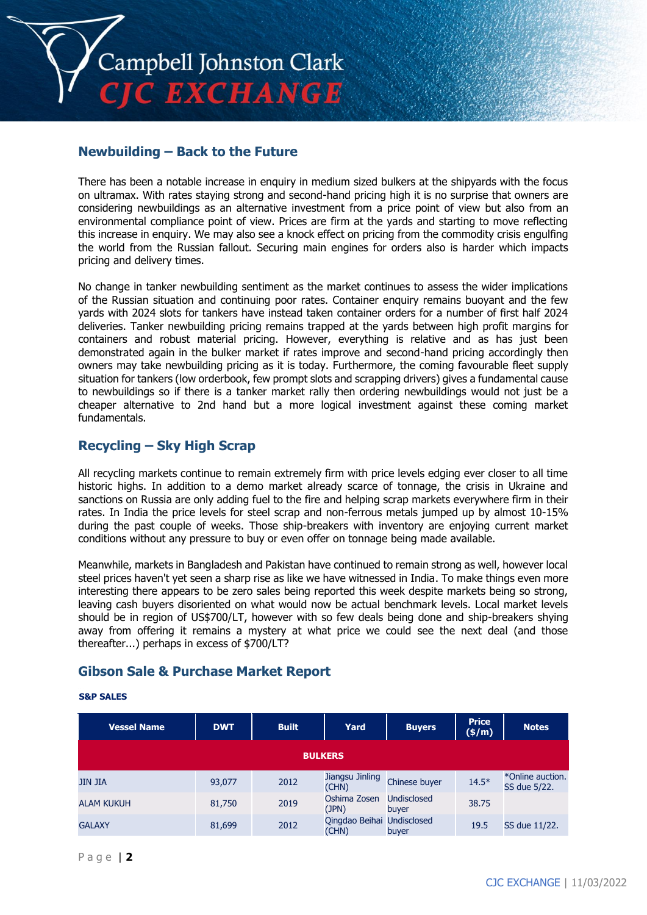## Newbuilding – Back to the Future

There has been a notable increase in enquiry in medium sized bulkers at the shipyards with the focus on ultramax. With rates staying strong and second-hand pricing high it is no surprise that owners are considering newbuildings as an alternative investment from a price point of view but also from an environmental compliance point of view. Prices are firm at the yards and starting to move reflecting this increase in enquiry. We may also see a knock effect on pricing from the commodity crisis engulfing the world from the Russian fallout. Securing main engines for orders also is harder which impacts pricing and delivery times.

No change in tanker newbuilding sentiment as the market continues to assess the wider implications of the Russian situation and continuing poor rates. Container enquiry remains buoyant and the few yards with 2024 slots for tankers have instead taken container orders for a number of first half 2024 deliveries. Tanker newbuilding pricing remains trapped at the yards between high profit margins for containers and robust material pricing. However, everything is relative and as has just been demonstrated again in the bulker market if rates improve and second-hand pricing accordingly then owners may take newbuilding pricing as it is today. Furthermore, the coming favourable fleet supply situation for tankers (low orderbook, few prompt slots and scrapping drivers) gives a fundamental cause to newbuildings so if there is a tanker market rally then ordering newbuildings would not just be a cheaper alternative to 2nd hand but a more logical investment against these coming market fundamentals.

## Recycling – Sky High Scrap

All recycling markets continue to remain extremely firm with price levels edging ever closer to all time historic highs. In addition to a demo market already scarce of tonnage, the crisis in Ukraine and sanctions on Russia are only adding fuel to the fire and helping scrap markets everywhere firm in their rates. In India the price levels for steel scrap and non-ferrous metals jumped up by almost 10-15% during the past couple of weeks. Those ship-breakers with inventory are enjoying current market conditions without any pressure to buy or even offer on tonnage being made available.

Meanwhile, markets in Bangladesh and Pakistan have continued to remain strong as well, however local steel prices haven't yet seen a sharp rise as like we have witnessed in India. To make things even more interesting there appears to be zero sales being reported this week despite markets being so strong, leaving cash buyers disoriented on what would now be actual benchmark levels. Local market levels should be in region of US$700/LT, however with so few deals being done and ship-breakers shying away from offering it remains a mystery at what price we could see the next deal (and those thereafter...) perhaps in excess of $700/LT?

## Gibson Sale & Purchase Market Report

**S&P SALES**

| Vessel Name | DWT | Built | Yard | Buyers | Price ($/m) | Notes |
|---|---|---|---|---|---|---|
| **BULKERS** | | | | | | |
| JIN JIA | 93,077 | 2012 | Jiangsu Jinling (CHN) | Chinese buyer | 14.5* | *Online auction. SS due 5/22. |
| ALAM KUKUH | 81,750 | 2019 | Oshima Zosen (JPN) | Undisclosed buyer | 38.75 | |
| GALAXY | 81,699 | 2012 | Qingdao Beihai (CHN) | Undisclosed buyer | 19.5 | SS due 11/22. |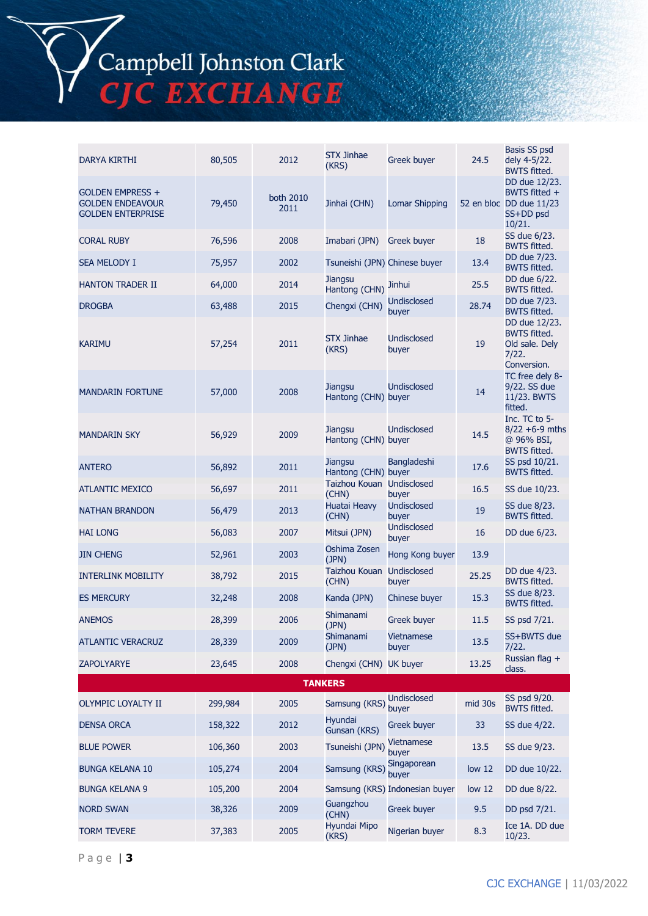| | | | | | | |
|---|---|---|---|---|---|---|
| DARYA KIRTHI | 80,505 | 2012 | STX Jinhae (KRS) | Greek buyer | 24.5 | Basis SS psd dely 4-5/22. BWTS fitted. |
| GOLDEN EMPRESS + GOLDEN ENDEAVOUR GOLDEN ENTERPRISE | 79,450 | both 2010 2011 | Jinhai (CHN) | Lomar Shipping | 52 en bloc | DD due 12/23. BWTS fitted + DD due 11/23 SS+DD psd 10/21. |
| CORAL RUBY | 76,596 | 2008 | Imabari (JPN) | Greek buyer | 18 | SS due 6/23. BWTS fitted. |
| SEA MELODY I | 75,957 | 2002 | Tsuneishi (JPN) | Chinese buyer | 13.4 | DD due 7/23. BWTS fitted. |
| HANTON TRADER II | 64,000 | 2014 | Jiangsu Hantong (CHN) | Jinhui | 25.5 | DD due 6/22. BWTS fitted. |
| DROGBA | 63,488 | 2015 | Chengxi (CHN) | Undisclosed buyer | 28.74 | DD due 7/23. BWTS fitted. |
| KARIMU | 57,254 | 2011 | STX Jinhae (KRS) | Undisclosed buyer | 19 | DD due 12/23. BWTS fitted. Old sale. Dely 7/22. Conversion. |
| MANDARIN FORTUNE | 57,000 | 2008 | Jiangsu Hantong (CHN) | Undisclosed buyer | 14 | TC free dely 8-9/22. SS due 11/23. BWTS fitted. |
| MANDARIN SKY | 56,929 | 2009 | Jiangsu Hantong (CHN) | Undisclosed buyer | 14.5 | Inc. TC to 5-8/22 +6-9 mths @ 96% BSI, BWTS fitted. |
| ANTERO | 56,892 | 2011 | Jiangsu Hantong (CHN) | Bangladeshi buyer | 17.6 | SS psd 10/21. BWTS fitted. |
| ATLANTIC MEXICO | 56,697 | 2011 | Taizhou Kouan (CHN) | Undisclosed buyer | 16.5 | SS due 10/23. |
| NATHAN BRANDON | 56,479 | 2013 | Huatai Heavy (CHN) | Undisclosed buyer | 19 | SS due 8/23. BWTS fitted. |
| HAI LONG | 56,083 | 2007 | Mitsui (JPN) | Undisclosed buyer | 16 | DD due 6/23. |
| JIN CHENG | 52,961 | 2003 | Oshima Zosen (JPN) | Hong Kong buyer | 13.9 | |
| INTERLINK MOBILITY | 38,792 | 2015 | Taizhou Kouan (CHN) | Undisclosed buyer | 25.25 | DD due 4/23. BWTS fitted. |
| ES MERCURY | 32,248 | 2008 | Kanda (JPN) | Chinese buyer | 15.3 | SS due 8/23. BWTS fitted. |
| ANEMOS | 28,399 | 2006 | Shimanami (JPN) | Greek buyer | 11.5 | SS psd 7/21. |
| ATLANTIC VERACRUZ | 28,339 | 2009 | Shimanami (JPN) | Vietnamese buyer | 13.5 | SS+BWTS due 7/22. |
| ZAPOLYARYE | 23,645 | 2008 | Chengxi (CHN) | UK buyer | 13.25 | Russian flag + class. |
| **TANKERS** | | | | | | |
| OLYMPIC LOYALTY II | 299,984 | 2005 | Samsung (KRS) | Undisclosed buyer | mid 30s | SS psd 9/20. BWTS fitted. |
| DENSA ORCA | 158,322 | 2012 | Hyundai Gunsan (KRS) | Greek buyer | 33 | SS due 4/22. |
| BLUE POWER | 106,360 | 2003 | Tsuneishi (JPN) | Vietnamese buyer | 13.5 | SS due 9/23. |
| BUNGA KELANA 10 | 105,274 | 2004 | Samsung (KRS) | Singaporean buyer | low 12 | DD due 10/22. |
| BUNGA KELANA 9 | 105,200 | 2004 | Samsung (KRS) | Indonesian buyer | low 12 | DD due 8/22. |
| NORD SWAN | 38,326 | 2009 | Guangzhou (CHN) | Greek buyer | 9.5 | DD psd 7/21. |
| TORM TEVERE | 37,383 | 2005 | Hyundai Mipo (KRS) | Nigerian buyer | 8.3 | Ice 1A. DD due 10/23. |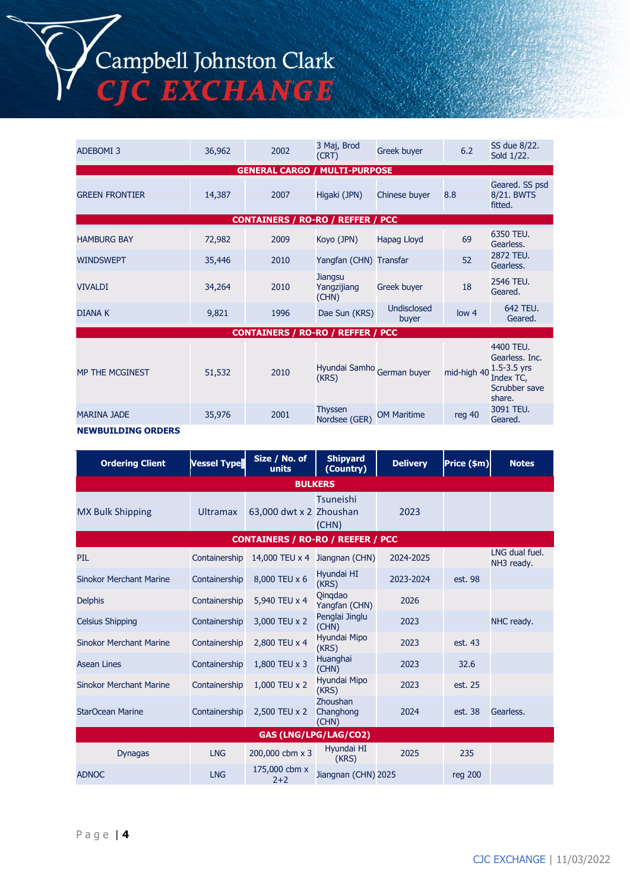| | | | | | | |
|---|---|---|---|---|---|---|
| ADEBOMI 3 | 36,962 | 2002 | 3 Maj, Brod (CRT) | Greek buyer | 6.2 | SS due 8/22. Sold 1/22. |
| **GENERAL CARGO / MULTI-PURPOSE** | | | | | | |
| GREEN FRONTIER | 14,387 | 2007 | Higaki (JPN) | Chinese buyer | 8.8 | Geared. SS psd 8/21. BWTS fitted. |
| **CONTAINERS / RO-RO / REFFER / PCC** | | | | | | |
| HAMBURG BAY | 72,982 | 2009 | Koyo (JPN) | Hapag Lloyd | 69 | 6350 TEU. Gearless. |
| WINDSWEPT | 35,446 | 2010 | Yangfan (CHN) | Transfar | 52 | 2872 TEU. Gearless. |
| VIVALDI | 34,264 | 2010 | Jiangsu Yangzijiang (CHN) | Greek buyer | 18 | 2546 TEU. Geared. |
| DIANA K | 9,821 | 1996 | Dae Sun (KRS) | Undisclosed buyer | low 4 | 642 TEU. Geared. |
| **CONTAINERS / RO-RO / REFFER / PCC** | | | | | | |
| MP THE MCGINEST | 51,532 | 2010 | Hyundai Samho (KRS) | German buyer | mid-high 40 | 4400 TEU. Gearless. Inc. 1.5-3.5 yrs Index TC, Scrubber save share. |
| MARINA JADE | 35,976 | 2001 | Thyssen Nordsee (GER) | OM Maritime | reg 40 | 3091 TEU. Geared. |

**NEWBUILDING ORDERS**

| Ordering Client | Vessel Type | Size / No. of units | Shipyard (Country) | Delivery | Price ($m) | Notes |
|---|---|---|---|---|---|---|
| **BULKERS** | | | | | | |
| MX Bulk Shipping | Ultramax | 63,000 dwt x 2 | Tsuneishi Zhoushan (CHN) | 2023 | | |
| **CONTAINERS / RO-RO / REEFER / PCC** | | | | | | |
| PIL | Containership | 14,000 TEU x 4 | Jiangnan (CHN) | 2024-2025 | | LNG dual fuel. NH3 ready. |
| Sinokor Merchant Marine | Containership | 8,000 TEU x 6 | Hyundai HI (KRS) | 2023-2024 | est. 98 | |
| Delphis | Containership | 5,940 TEU x 4 | Qingdao Yangfan (CHN) | 2026 | | |
| Celsius Shipping | Containership | 3,000 TEU x 2 | Penglai Jinglu (CHN) | 2023 | | NHC ready. |
| Sinokor Merchant Marine | Containership | 2,800 TEU x 4 | Hyundai Mipo (KRS) | 2023 | est. 43 | |
| Asean Lines | Containership | 1,800 TEU x 3 | Huanghai (CHN) | 2023 | 32.6 | |
| Sinokor Merchant Marine | Containership | 1,000 TEU x 2 | Hyundai Mipo (KRS) | 2023 | est. 25 | |
| StarOcean Marine | Containership | 2,500 TEU x 2 | Zhoushan Changhong (CHN) | 2024 | est. 38 | Gearless. |
| **GAS (LNG/LPG/LAG/CO2)** | | | | | | |
| Dynagas | LNG | 200,000 cbm x 3 | Hyundai HI (KRS) | 2025 | 235 | |
| ADNOC | LNG | 175,000 cbm x 2+2 | Jiangnan (CHN) | 2025 | reg 200 | |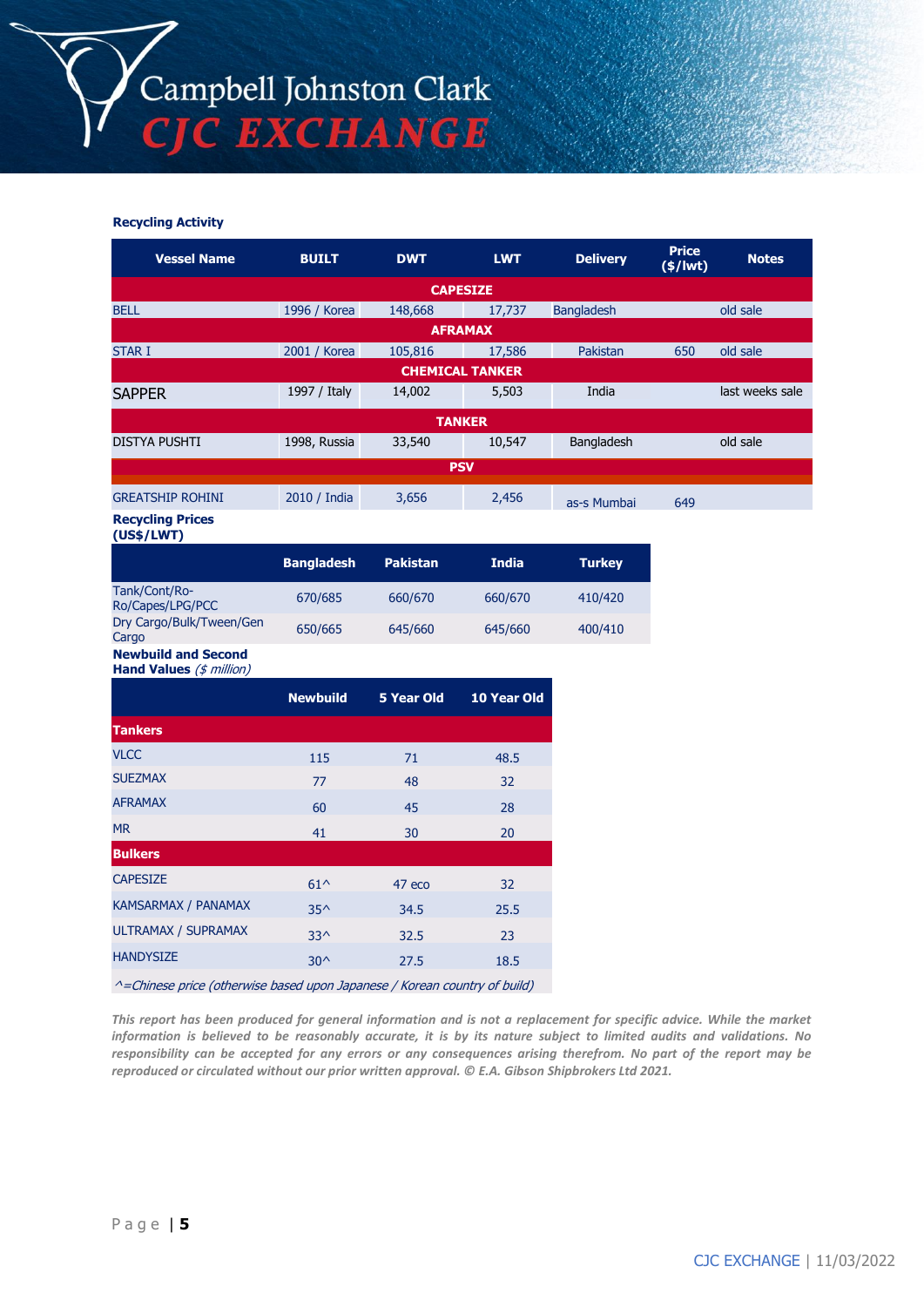## Recycling Activity

| Vessel Name | BUILT | DWT | LWT | Delivery | Price ($/lwt) | Notes |
|---|---|---|---|---|---|---|
| **CAPESIZE** | | | | | | |
| BELL | 1996 / Korea | 148,668 | 17,737 | Bangladesh | | old sale |
| **AFRAMAX** | | | | | | |
| STAR I | 2001 / Korea | 105,816 | 17,586 | Pakistan | 650 | old sale |
| **CHEMICAL TANKER** | | | | | | |
| SAPPER | 1997 / Italy | 14,002 | 5,503 | India | | last weeks sale |
| **TANKER** | | | | | | |
| DISTYA PUSHTI | 1998, Russia | 33,540 | 10,547 | Bangladesh | | old sale |
| **PSV** | | | | | | |
| GREATSHIP ROHINI | 2010 / India | 3,656 | 2,456 | as-s Mumbai | 649 | |

## Recycling Prices (US$/LWT)

| | Bangladesh | Pakistan | India | Turkey |
|---|---|---|---|---|
| Tank/Cont/Ro-Ro/Capes/LPG/PCC | 670/685 | 660/670 | 660/670 | 410/420 |
| Dry Cargo/Bulk/Tween/Gen Cargo | 650/665 | 645/660 | 645/660 | 400/410 |

## Newbuild and Second Hand Values *($ million)*

| | Newbuild | 5 Year Old | 10 Year Old |
|---|---|---|---|
| **Tankers** | | | |
| VLCC | 115 | 71 | 48.5 |
| SUEZMAX | 77 | 48 | 32 |
| AFRAMAX | 60 | 45 | 28 |
| MR | 41 | 30 | 20 |
| **Bulkers** | | | |
| CAPESIZE | 61^ | 47 eco | 32 |
| KAMSARMAX / PANAMAX | 35^ | 34.5 | 25.5 |
| ULTRAMAX / SUPRAMAX | 33^ | 32.5 | 23 |
| HANDYSIZE | 30^ | 27.5 | 18.5 |

*^=Chinese price (otherwise based upon Japanese / Korean country of build)*

*This report has been produced for general information and is not a replacement for specific advice. While the market information is believed to be reasonably accurate, it is by its nature subject to limited audits and validations. No responsibility can be accepted for any errors or any consequences arising therefrom. No part of the report may be reproduced or circulated without our prior written approval. © E.A. Gibson Shipbrokers Ltd 2021.*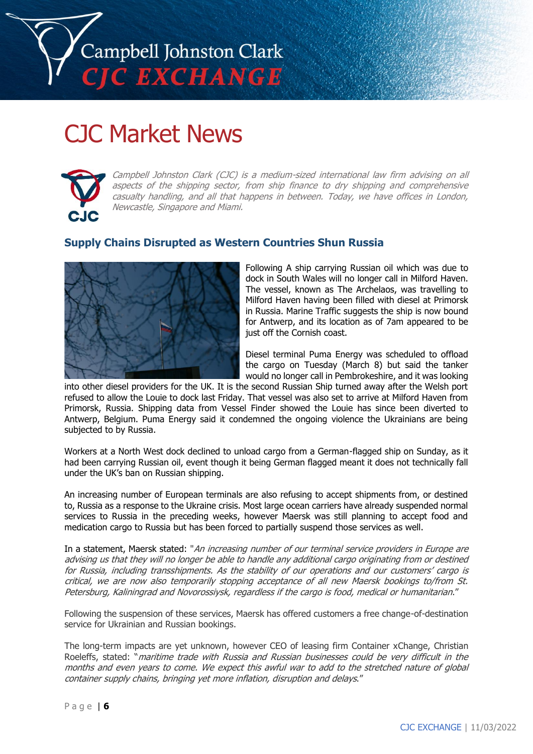# CJC Market News

*Campbell Johnston Clark (CJC) is a medium-sized international law firm advising on all aspects of the shipping sector, from ship finance to dry shipping and comprehensive casualty handling, and all that happens in between. Today, we have offices in London, Newcastle, Singapore and Miami.*

### Supply Chains Disrupted as Western Countries Shun Russia

Following A ship carrying Russian oil which was due to dock in South Wales will no longer call in Milford Haven. The vessel, known as The Archelaos, was travelling to Milford Haven having been filled with diesel at Primorsk in Russia. Marine Traffic suggests the ship is now bound for Antwerp, and its location as of 7am appeared to be just off the Cornish coast.

Diesel terminal Puma Energy was scheduled to offload the cargo on Tuesday (March 8) but said the tanker would no longer call in Pembrokeshire, and it was looking into other diesel providers for the UK. It is the second Russian Ship turned away after the Welsh port refused to allow the Louie to dock last Friday. That vessel was also set to arrive at Milford Haven from Primorsk, Russia. Shipping data from Vessel Finder showed the Louie has since been diverted to Antwerp, Belgium. Puma Energy said it condemned the ongoing violence the Ukrainians are being subjected to by Russia.

Workers at a North West dock declined to unload cargo from a German-flagged ship on Sunday, as it had been carrying Russian oil, event though it being German flagged meant it does not technically fall under the UK's ban on Russian shipping.

An increasing number of European terminals are also refusing to accept shipments from, or destined to, Russia as a response to the Ukraine crisis. Most large ocean carriers have already suspended normal services to Russia in the preceding weeks, however Maersk was still planning to accept food and medication cargo to Russia but has been forced to partially suspend those services as well.

In a statement, Maersk stated: "*An increasing number of our terminal service providers in Europe are advising us that they will no longer be able to handle any additional cargo originating from or destined for Russia, including transshipments. As the stability of our operations and our customers' cargo is critical, we are now also temporarily stopping acceptance of all new Maersk bookings to/from St. Petersburg, Kaliningrad and Novorossiysk, regardless if the cargo is food, medical or humanitarian.*"

Following the suspension of these services, Maersk has offered customers a free change-of-destination service for Ukrainian and Russian bookings.

The long-term impacts are yet unknown, however CEO of leasing firm Container xChange, Christian Roeleffs, stated: "*maritime trade with Russia and Russian businesses could be very difficult in the months and even years to come. We expect this awful war to add to the stretched nature of global container supply chains, bringing yet more inflation, disruption and delays.*"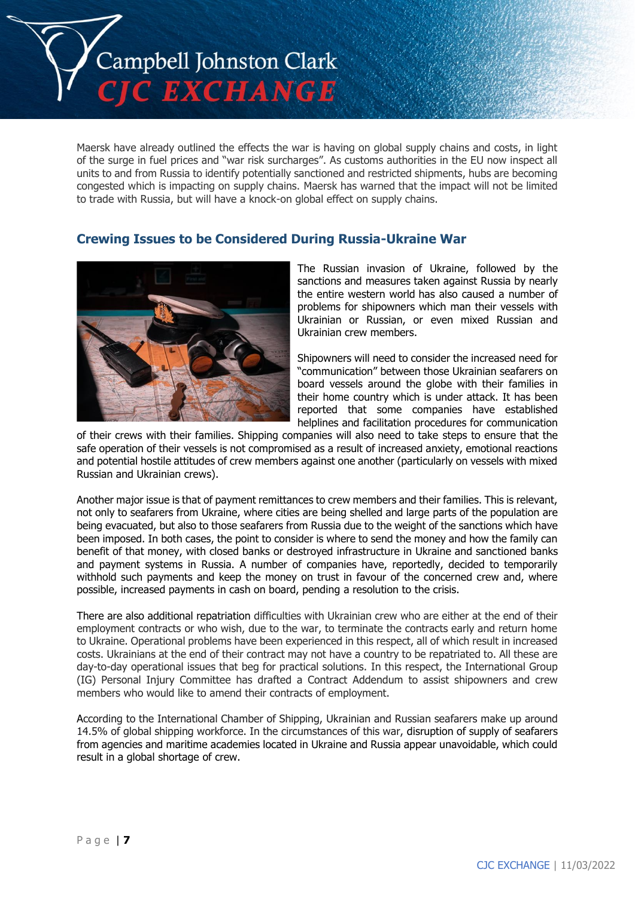Maersk have already outlined the effects the war is having on global supply chains and costs, in light of the surge in fuel prices and "war risk surcharges". As customs authorities in the EU now inspect all units to and from Russia to identify potentially sanctioned and restricted shipments, hubs are becoming congested which is impacting on supply chains. Maersk has warned that the impact will not be limited to trade with Russia, but will have a knock-on global effect on supply chains.

## Crewing Issues to be Considered During Russia-Ukraine War

The Russian invasion of Ukraine, followed by the sanctions and measures taken against Russia by nearly the entire western world has also caused a number of problems for shipowners which man their vessels with Ukrainian or Russian, or even mixed Russian and Ukrainian crew members.

Shipowners will need to consider the increased need for "communication" between those Ukrainian seafarers on board vessels around the globe with their families in their home country which is under attack. It has been reported that some companies have established helplines and facilitation procedures for communication of their crews with their families. Shipping companies will also need to take steps to ensure that the safe operation of their vessels is not compromised as a result of increased anxiety, emotional reactions and potential hostile attitudes of crew members against one another (particularly on vessels with mixed Russian and Ukrainian crews).

Another major issue is that of payment remittances to crew members and their families. This is relevant, not only to seafarers from Ukraine, where cities are being shelled and large parts of the population are being evacuated, but also to those seafarers from Russia due to the weight of the sanctions which have been imposed. In both cases, the point to consider is where to send the money and how the family can benefit of that money, with closed banks or destroyed infrastructure in Ukraine and sanctioned banks and payment systems in Russia. A number of companies have, reportedly, decided to temporarily withhold such payments and keep the money on trust in favour of the concerned crew and, where possible, increased payments in cash on board, pending a resolution to the crisis.

There are also additional repatriation difficulties with Ukrainian crew who are either at the end of their employment contracts or who wish, due to the war, to terminate the contracts early and return home to Ukraine. Operational problems have been experienced in this respect, all of which result in increased costs. Ukrainians at the end of their contract may not have a country to be repatriated to. All these are day-to-day operational issues that beg for practical solutions. In this respect, the International Group (IG) Personal Injury Committee has drafted a Contract Addendum to assist shipowners and crew members who would like to amend their contracts of employment.

According to the International Chamber of Shipping, Ukrainian and Russian seafarers make up around 14.5% of global shipping workforce. In the circumstances of this war, disruption of supply of seafarers from agencies and maritime academies located in Ukraine and Russia appear unavoidable, which could result in a global shortage of crew.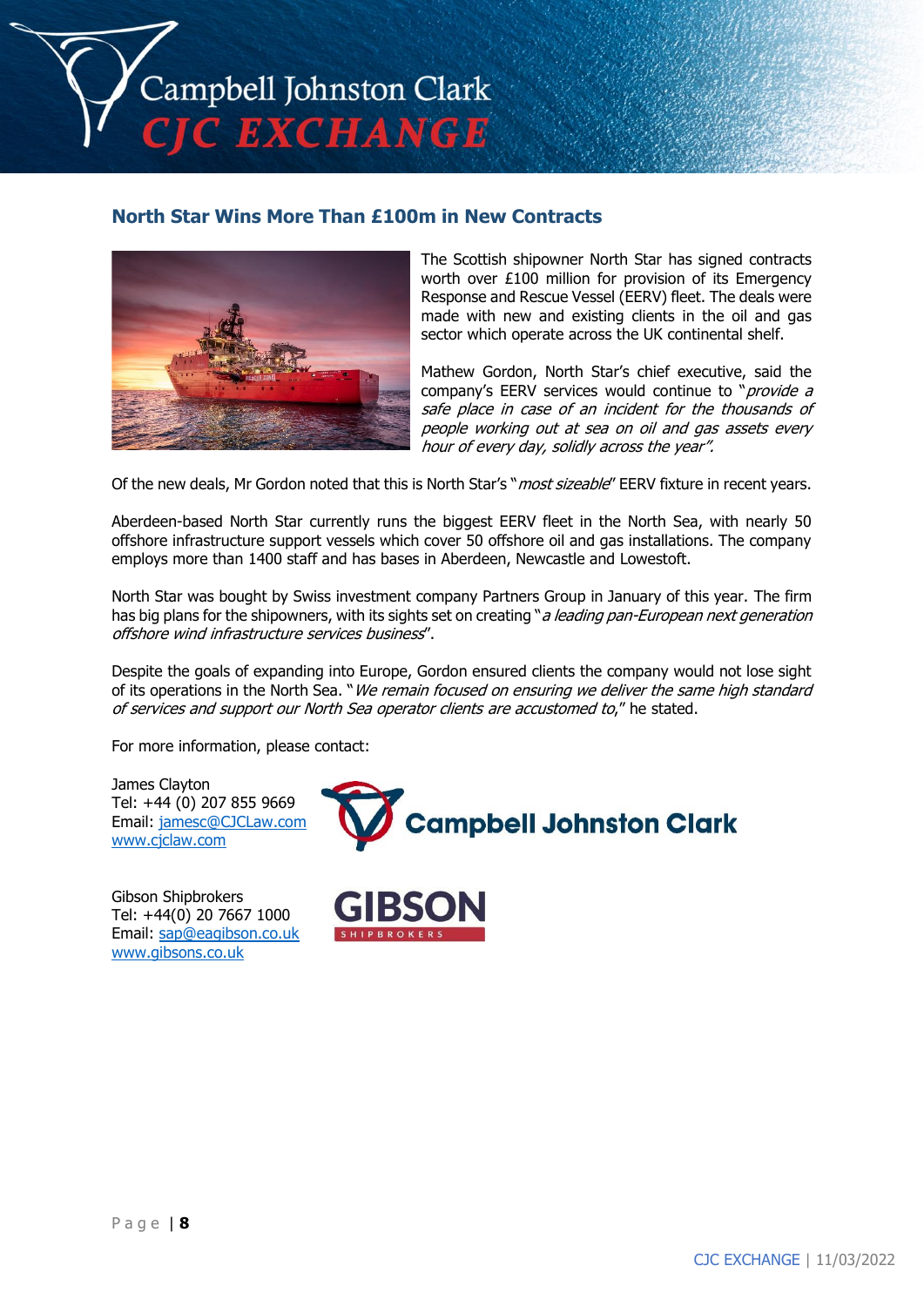## North Star Wins More Than £100m in New Contracts

The Scottish shipowner North Star has signed contracts worth over £100 million for provision of its Emergency Response and Rescue Vessel (EERV) fleet. The deals were made with new and existing clients in the oil and gas sector which operate across the UK continental shelf.

Mathew Gordon, North Star's chief executive, said the company's EERV services would continue to "*provide a safe place in case of an incident for the thousands of people working out at sea on oil and gas assets every hour of every day, solidly across the year".*

Of the new deals, Mr Gordon noted that this is North Star's "*most sizeable*" EERV fixture in recent years.

Aberdeen-based North Star currently runs the biggest EERV fleet in the North Sea, with nearly 50 offshore infrastructure support vessels which cover 50 offshore oil and gas installations. The company employs more than 1400 staff and has bases in Aberdeen, Newcastle and Lowestoft.

North Star was bought by Swiss investment company Partners Group in January of this year. The firm has big plans for the shipowners, with its sights set on creating "*a leading pan-European next generation offshore wind infrastructure services business*".

Despite the goals of expanding into Europe, Gordon ensured clients the company would not lose sight of its operations in the North Sea. "*We remain focused on ensuring we deliver the same high standard of services and support our North Sea operator clients are accustomed to*," he stated.

For more information, please contact:

James Clayton
Tel: +44 (0) 207 855 9669
Email: jamesc@CJCLaw.com
www.cjclaw.com

Campbell Johnston Clark

Gibson Shipbrokers
Tel: +44(0) 20 7667 1000
Email: sap@eagibson.co.uk
www.gibsons.co.uk

GIBSON SHIPBROKERS